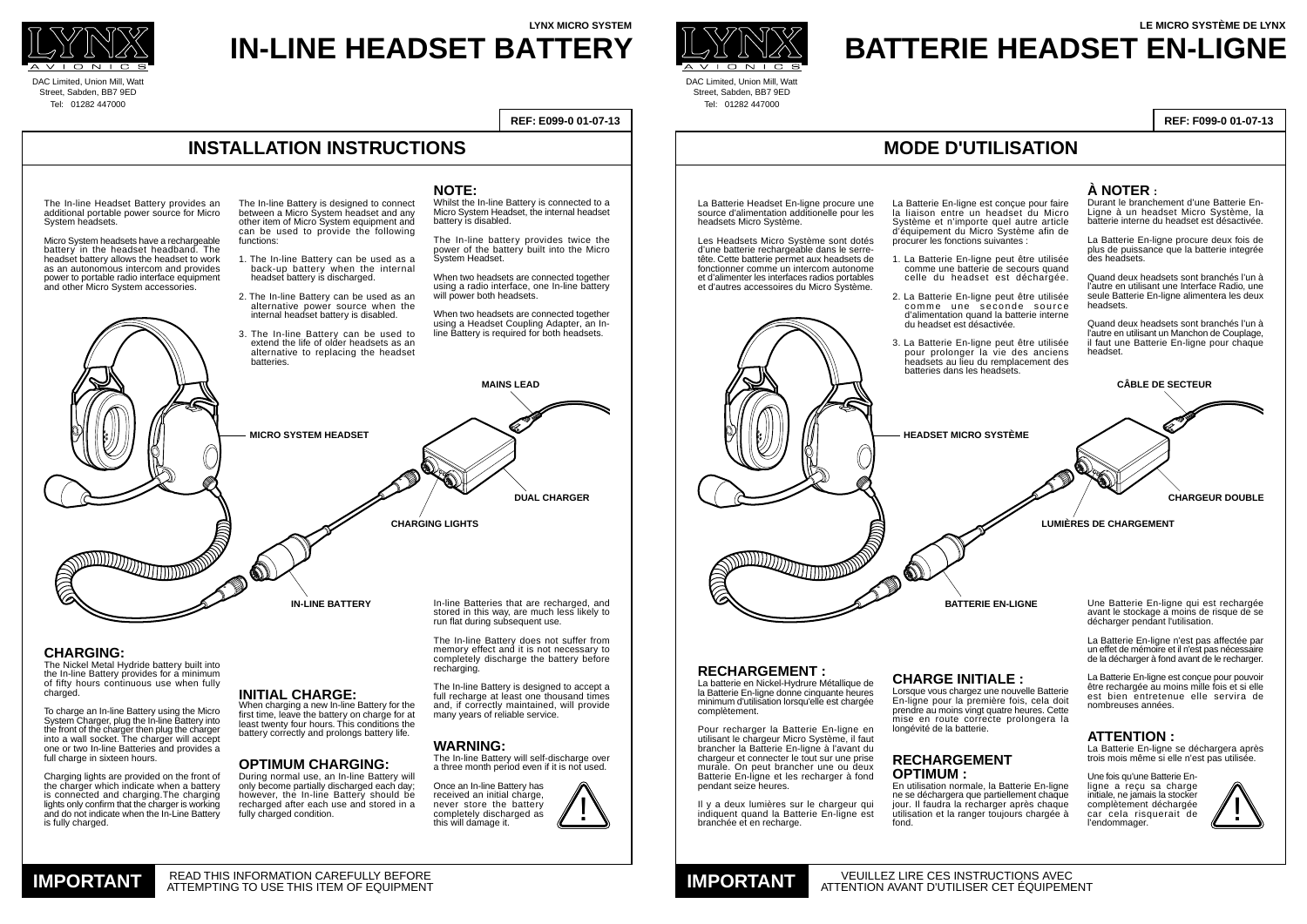LYNX AVIONICS

DAC Limited, Union Mill, Watt Street, Sabden, BB7 9ED
Tel: 01282 447000

LYNX MICRO SYSTEM

# IN-LINE HEADSET BATTERY

**REF: E099-0 01-07-13**

## INSTALLATION INSTRUCTIONS

The In-line Headset Battery provides an additional portable power source for Micro System headsets.

Micro System headsets have a rechargeable battery in the headset headband. The headset battery allows the headset to work as an autonomous intercom and provides power to portable radio interface equipment and other Micro System accessories.

The In-line Battery is designed to connect between a Micro System headset and any other item of Micro System equipment and can be used to provide the following functions:

1. The In-line Battery can be used as a back-up battery when the internal headset battery is discharged.
2. The In-line Battery can be used as an alternative power source when the internal headset battery is disabled.
3. The In-line Battery can be used to extend the life of older headsets as an alternative to replacing the headset batteries.

### NOTE:

Whilst the In-line Battery is connected to a Micro System Headset, the internal headset battery is disabled.

The In-line battery provides twice the power of the battery built into the Micro System Headset.

When two headsets are connected together using a radio interface, one In-line battery will power both headsets.

When two headsets are connected together using a Headset Coupling Adapter, an In-line Battery is required for both headsets.

MAINS LEAD

MICRO SYSTEM HEADSET

DUAL CHARGER

CHARGING LIGHTS

IN-LINE BATTERY

### CHARGING:

The Nickel Metal Hydride battery built into the In-line Battery provides for a minimum of fifty hours continuous use when fully charged.

To charge an In-line Battery using the Micro System Charger, plug the In-line Battery into the front of the charger then plug the charger into a wall socket. The charger will accept one or two In-line Batteries and provides a full charge in sixteen hours.

Charging lights are provided on the front of the charger which indicate when a battery is connected and charging. The charging lights only confirm that the charger is working and do not indicate when the In-Line Battery is fully charged.

### INITIAL CHARGE:

When charging a new In-line Battery for the first time, leave the battery on charge for at least twenty four hours. This conditions the battery correctly and prolongs battery life.

### OPTIMUM CHARGING:

During normal use, an In-line Battery will only become partially discharged each day; however, the In-line Battery should be recharged after each use and stored in a fully charged condition.

In-line Batteries that are recharged, and stored in this way, are much less likely to run flat during subsequent use.

The In-line Battery does not suffer from memory effect and it is not necessary to completely discharge the battery before recharging.

The In-line Battery is designed to accept a full recharge at least one thousand times and, if correctly maintained, will provide many years of reliable service.

### WARNING:

The In-line Battery will self-discharge over a three month period even if it is not used.

Once an In-line Battery has received an initial charge, never store the battery completely discharged as this will damage it.

**IMPORTANT** READ THIS INFORMATION CAREFULLY BEFORE ATTEMPTING TO USE THIS ITEM OF EQUIPMENT

---

LYNX AVIONICS

DAC Limited, Union Mill, Watt Street, Sabden, BB7 9ED
Tel: 01282 447000

LE MICRO SYSTÈME DE LYNX

# BATTERIE HEADSET EN-LIGNE

**REF: F099-0 01-07-13**

## MODE D'UTILISATION

La Batterie Headset En-ligne procure une source d'alimentation additionelle pour les headsets Micro Système.

Les Headsets Micro Système sont dotés d'une batterie rechargeable dans le serre-tête. Cette batterie permet aux headsets de fonctionner comme un intercom autonome et d'alimenter les interfaces radios portables et d'autres accessoires du Micro Système.

La Batterie En-ligne est conçue pour faire la liaison entre un headset du Micro Système et n'importe quel autre article d'équipement du Micro Système afin de procurer les fonctions suivantes :

1. La Batterie En-ligne peut être utilisée comme une batterie de secours quand celle du headset est déchargée.
2. La Batterie En-ligne peut être utilisée comme une seconde source d'alimentation quand la batterie interne du headset est désactivée.
3. La Batterie En-ligne peut être utilisée pour prolonger la vie des anciens headsets au lieu du remplacement des batteries dans les headsets.

### À NOTER :

Durant le branchement d'une Batterie En-Ligne à un headset Micro Système, la batterie interne du headset est désactivée.

La Batterie En-ligne procure deux fois de plus de puissance que la batterie integrée des headsets.

Quand deux headsets sont branchés l'un à l'autre en utilisant une Interface Radio, une seule Batterie En-ligne alimentera les deux headsets.

Quand deux headsets sont branchés l'un à l'autre en utilisant un Manchon de Couplage, il faut une Batterie En-ligne pour chaque headset.

CÂBLE DE SECTEUR

HEADSET MICRO SYSTÈME

CHARGEUR DOUBLE

LUMIÈRES DE CHARGEMENT

BATTERIE EN-LIGNE

### RECHARGEMENT :

La batterie en Nickel-Hydrure Métallique de la Batterie En-ligne donne cinquante heures minimum d'utilisation lorsqu'elle est chargée complètement.

Pour recharger la Batterie En-ligne en utilisant le chargeur Micro Système, il faut brancher la Batterie En-ligne à l'avant du chargeur et connecter le tout sur une prise murale. On peut brancher une ou deux Batterie En-ligne et les recharger à fond pendant seize heures.

Il y a deux lumières sur le chargeur qui indiquent quand la Batterie En-ligne est branchée et en recharge.

### CHARGE INITIALE :

Lorsque vous chargez une nouvelle Batterie En-ligne pour la première fois, cela doit prendre au moins vingt quatre heures. Cette mise en route correcte prolongera la longévité de la batterie.

### RECHARGEMENT OPTIMUM :

En utilisation normale, la Batterie En-ligne ne se déchargera que partiellement chaque jour. Il faudra la recharger après chaque utilisation et la ranger toujours chargée à fond.

Une Batterie En-ligne qui est rechargée avant le stockage a moins de risque de se décharger pendant l'utilisation.

La Batterie En-ligne n'est pas affectée par un effet de mémoire et il n'est pas nécessaire de la décharger à fond avant de le recharger.

La Batterie En-ligne est conçue pour pouvoir être rechargée au moins mille fois et si elle est bien entretenue elle servira de nombreuses années.

### ATTENTION :

La Batterie En-ligne se déchargera après trois mois même si elle n'est pas utilisée.

Une fois qu'une Batterie En-ligne a reçu sa charge initiale, ne jamais la stocker complètement déchargée car cela risquerait de l'endommager.

**IMPORTANT** VEUILLEZ LIRE CES INSTRUCTIONS AVEC ATTENTION AVANT D'UTILISER CET ÉQUIPEMENT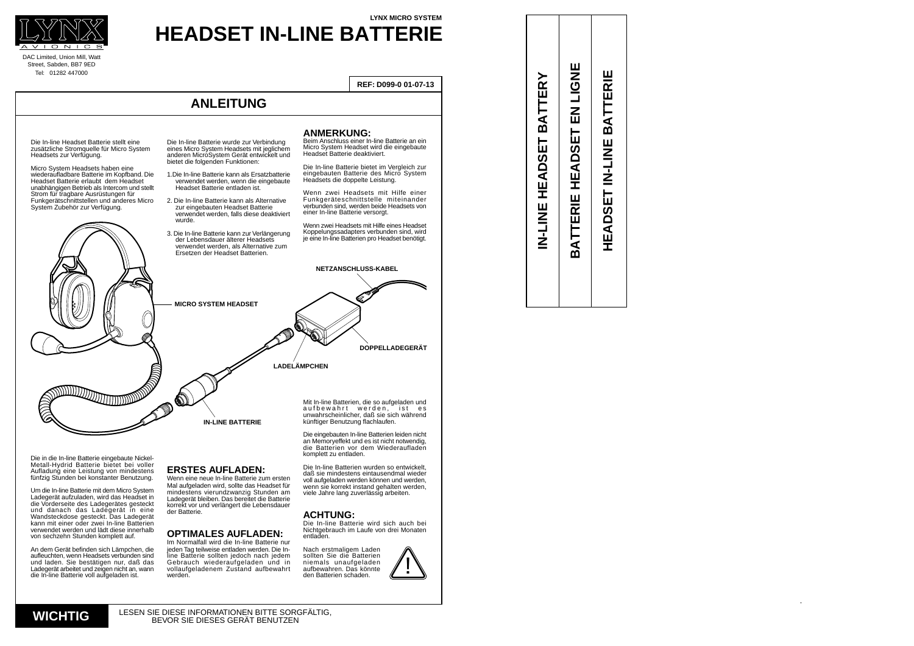DAC Limited, Union Mill, Watt Street, Sabden, BB7 9ED
Tel: 01282 447000

LYNX MICRO SYSTEM

# HEADSET IN-LINE BATTERIE

REF: D099-0 01-07-13

## ANLEITUNG

Die In-line Headset Batterie stellt eine zusätzliche Stromquelle für Micro System Headsets zur Verfügung.

Micro System Headsets haben eine wiederaufladbare Batterie im Kopfband. Die Headset Batterie erlaubt dem Headset unabhängigen Betrieb als Intercom und stellt Strom für tragbare Ausrüstungen für Funkgerätschnittstellen und anderes Micro System Zubehör zur Verfügung.

Die In-line Batterie wurde zur Verbindung eines Micro System Headsets mit jeglichem anderen MicroSystem Gerät entwickelt und bietet die folgenden Funktionen:

1. Die In-line Batterie kann als Ersatzbatterie verwendet werden, wenn die eingebaute Headset Batterie entladen ist.
2. Die In-line Batterie kann als Alternative zur eingebauten Headset Batterie verwendet werden, falls diese deaktiviert wurde.
3. Die In-line Batterie kann zur Verlängerung der Lebensdauer älterer Headsets verwendet werden, als Alternative zum Ersetzen der Headset Batterien.

### ANMERKUNG:

Beim Anschluss einer In-line Batterie an ein Micro System Headset wird die eingebaute Headset Batterie deaktiviert.

Die In-line Batterie bietet im Vergleich zur eingebauten Batterie des Micro System Headsets die doppelte Leistung.

Wenn zwei Headsets mit Hilfe einer Funkgeräteschnittstelle miteinander verbunden sind, werden beide Headsets von einer In-line Batterie versorgt.

Wenn zwei Headsets mit Hilfe eines Headset Koppelungssadapters verbunden sind, wird je eine In-line Batterien pro Headset benötigt.

NETZANSCHLUSS-KABEL

MICRO SYSTEM HEADSET

DOPPELLADEGERÄT

LADELÄMPCHEN

IN-LINE BATTERIE

Die in die In-line Batterie eingebaute Nickel-Metall-Hydrid Batterie bietet bei voller Aufladung eine Leistung von mindestens fünfzig Stunden bei konstanter Benutzung.

Um die In-line Batterie mit dem Micro System Ladegerät aufzuladen, wird das Headset in die Vorderseite des Ladegerätes gesteckt und danach das Ladegerät in eine Wandsteckdose gesteckt. Das Ladegerät kann mit einer oder zwei In-line Batterien verwendet werden und lädt diese innerhalb von sechzehn Stunden komplett auf.

An dem Gerät befinden sich Lämpchen, die aufleuchten, wenn Headsets verbunden sind und laden. Sie bestätigen nur, daß das Ladegerät arbeitet und zeigen nicht an, wann die In-line Batterie voll aufgeladen ist.

### ERSTES AUFLADEN:

Wenn eine neue In-line Batterie zum ersten Mal aufgeladen wird, sollte das Headset für mindestens vierundzwanzig Stunden am Ladegerät bleiben. Das bereitet die Batterie korrekt vor und verlängert die Lebensdauer der Batterie.

### OPTIMALES AUFLADEN:

Im Normalfall wird die In-line Batterie nur jeden Tag teilweise entladen werden. Die In-line Batterie sollten jedoch nach jedem Gebrauch wiederaufgeladen und in vollaufgeladenem Zustand aufbewahrt werden.

Mit In-line Batterien, die so aufgeladen und aufbewahrt werden, ist es unwahrscheinlicher, daß sie sich während künftiger Benutzung flachlaufen.

Die eingebauten In-line Batterien leiden nicht an Memoryeffekt und es ist nicht notwendig, die Batterien vor dem Wiederaufladen komplett zu entladen.

Die In-line Batterien wurden so entwickelt, daß sie mindestens eintausendmal wieder voll aufgeladen werden können und werden, wenn sie korrekt instand gehalten werden, viele Jahre lang zuverlässig arbeiten.

### ACHTUNG:

Die In-line Batterie wird sich auch bei Nichtgebrauch im Laufe von drei Monaten entladen.

Nach erstmaligem Laden sollten Sie die Batterien niemals unaufgeladen aufbewahren. Das könnte den Batterien schaden.

**WICHTIG** LESEN SIE DIESE INFORMATIONEN BITTE SORGFÄLTIG, BEVOR SIE DIESES GERÄT BENUTZEN

IN-LINE HEADSET BATTERY

BATTERIE HEADSET EN LIGNE

HEADSET IN-LINE BATTERIE